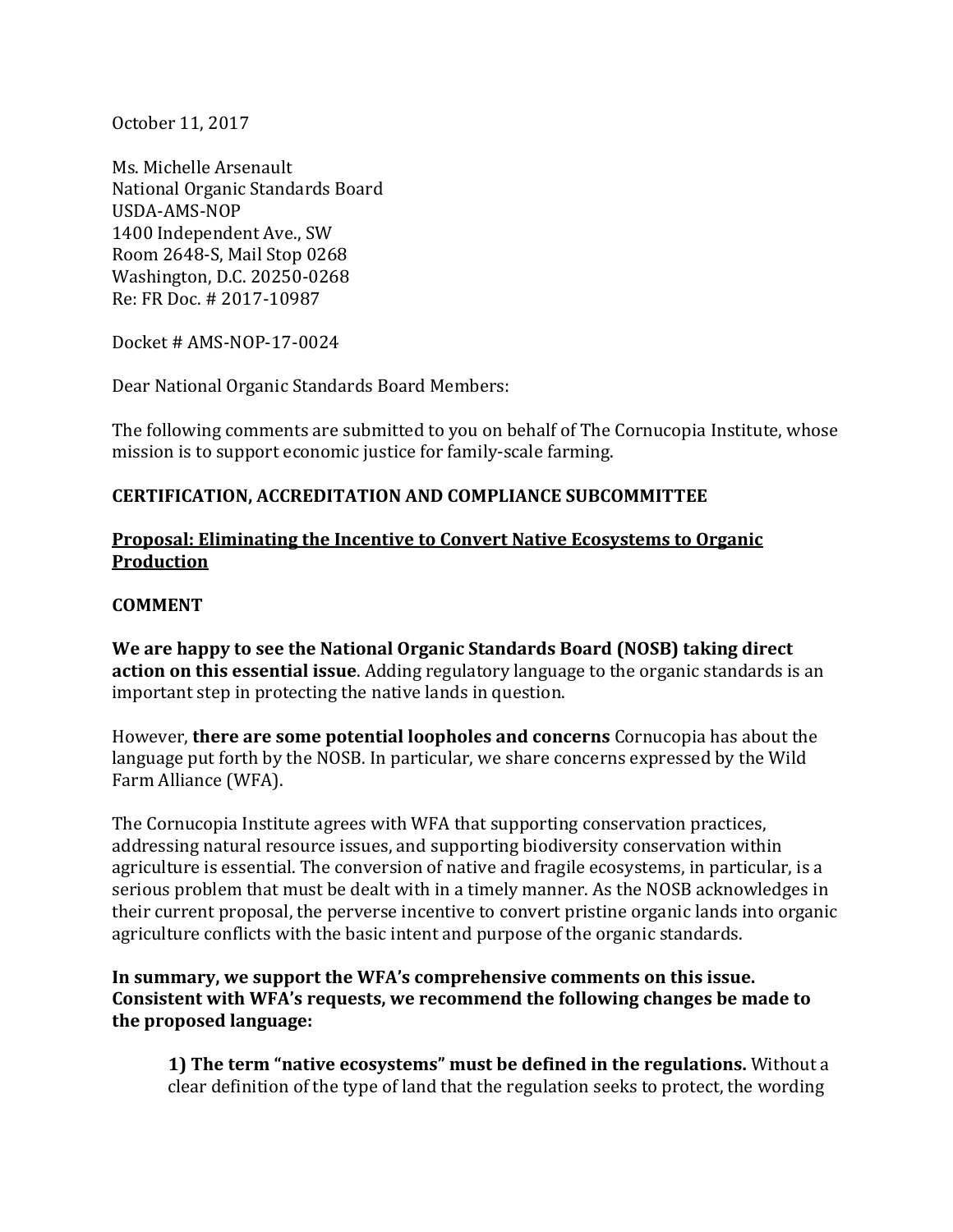October 11, 2017

Ms. Michelle Arsenault
National Organic Standards Board
USDA-AMS-NOP
1400 Independent Ave., SW
Room 2648-S, Mail Stop 0268
Washington, D.C. 20250-0268
Re: FR Doc. # 2017-10987

Docket # AMS-NOP-17-0024

Dear National Organic Standards Board Members:

The following comments are submitted to you on behalf of The Cornucopia Institute, whose mission is to support economic justice for family-scale farming.

**CERTIFICATION, ACCREDITATION AND COMPLIANCE SUBCOMMITTEE**

**Proposal: Eliminating the Incentive to Convert Native Ecosystems to Organic Production**

**COMMENT**

**We are happy to see the National Organic Standards Board (NOSB) taking direct action on this essential issue**. Adding regulatory language to the organic standards is an important step in protecting the native lands in question.

However, **there are some potential loopholes and concerns** Cornucopia has about the language put forth by the NOSB. In particular, we share concerns expressed by the Wild Farm Alliance (WFA).

The Cornucopia Institute agrees with WFA that supporting conservation practices, addressing natural resource issues, and supporting biodiversity conservation within agriculture is essential. The conversion of native and fragile ecosystems, in particular, is a serious problem that must be dealt with in a timely manner. As the NOSB acknowledges in their current proposal, the perverse incentive to convert pristine organic lands into organic agriculture conflicts with the basic intent and purpose of the organic standards.

**In summary, we support the WFA's comprehensive comments on this issue. Consistent with WFA's requests, we recommend the following changes be made to the proposed language:**

> **1) The term "native ecosystems" must be defined in the regulations.** Without a clear definition of the type of land that the regulation seeks to protect, the wording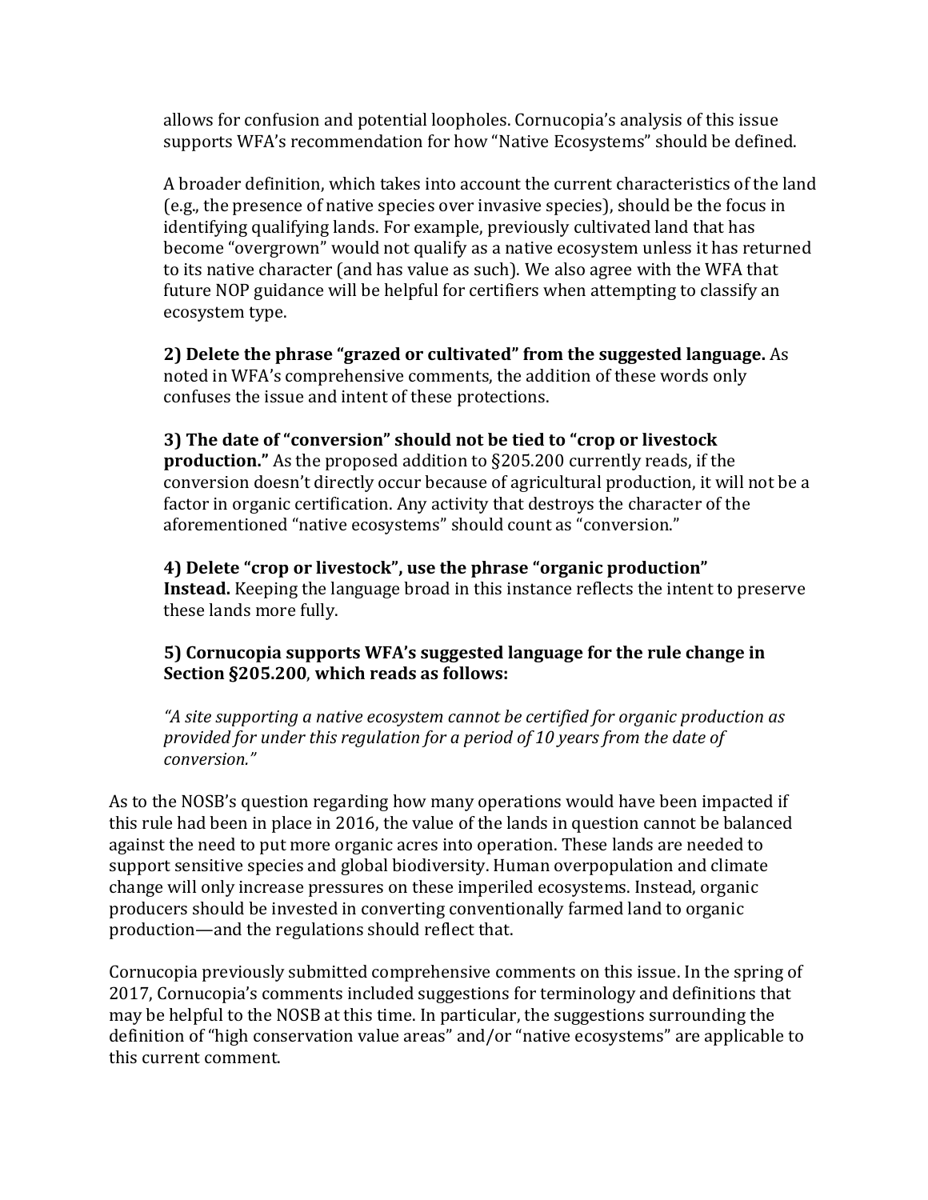allows for confusion and potential loopholes. Cornucopia's analysis of this issue supports WFA's recommendation for how "Native Ecosystems" should be defined.

A broader definition, which takes into account the current characteristics of the land (e.g., the presence of native species over invasive species), should be the focus in identifying qualifying lands. For example, previously cultivated land that has become "overgrown" would not qualify as a native ecosystem unless it has returned to its native character (and has value as such). We also agree with the WFA that future NOP guidance will be helpful for certifiers when attempting to classify an ecosystem type.

**2) Delete the phrase "grazed or cultivated" from the suggested language.** As noted in WFA's comprehensive comments, the addition of these words only confuses the issue and intent of these protections.

**3) The date of "conversion" should not be tied to "crop or livestock production."** As the proposed addition to §205.200 currently reads, if the conversion doesn't directly occur because of agricultural production, it will not be a factor in organic certification. Any activity that destroys the character of the aforementioned "native ecosystems" should count as "conversion."

**4) Delete "crop or livestock", use the phrase "organic production" Instead.** Keeping the language broad in this instance reflects the intent to preserve these lands more fully.

**5) Cornucopia supports WFA's suggested language for the rule change in Section §205.200**, **which reads as follows:**

*"A site supporting a native ecosystem cannot be certified for organic production as provided for under this regulation for a period of 10 years from the date of conversion."*

As to the NOSB's question regarding how many operations would have been impacted if this rule had been in place in 2016, the value of the lands in question cannot be balanced against the need to put more organic acres into operation. These lands are needed to support sensitive species and global biodiversity. Human overpopulation and climate change will only increase pressures on these imperiled ecosystems. Instead, organic producers should be invested in converting conventionally farmed land to organic production—and the regulations should reflect that.

Cornucopia previously submitted comprehensive comments on this issue. In the spring of 2017, Cornucopia's comments included suggestions for terminology and definitions that may be helpful to the NOSB at this time. In particular, the suggestions surrounding the definition of "high conservation value areas" and/or "native ecosystems" are applicable to this current comment.